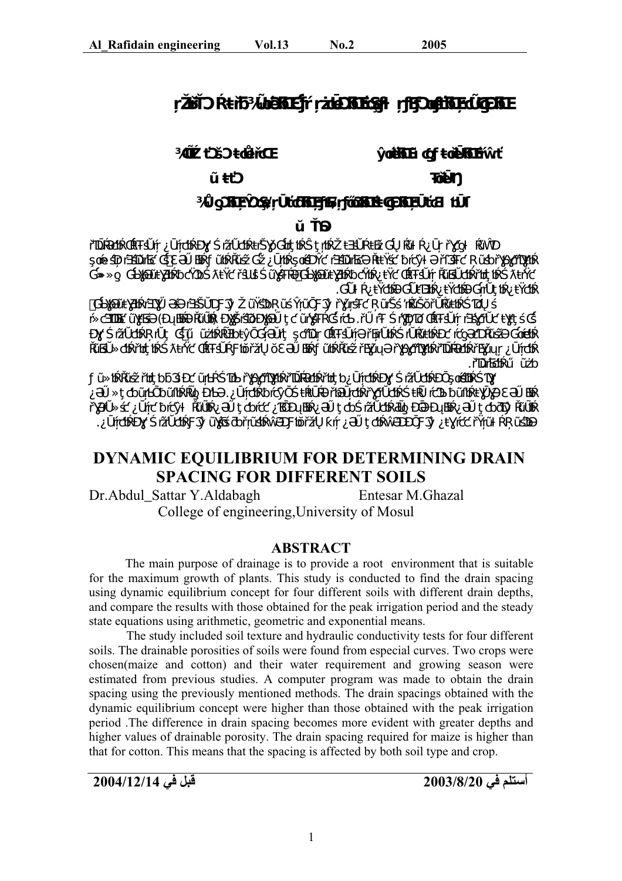# DYNAMIC EQUILIBRIUM FOR DETERMINING DRAIN SPACING FOR DIFFERENT SOILS

Dr.Abdul_Sattar Y.Aldabagh Entesar M.Ghazal

College of engineering,University of Mosul

## ABSTRACT

The main purpose of drainage is to provide a root environment that is suitable for the maximum growth of plants. This study is conducted to find the drain spacing using dynamic equilibrium concept for four different soils with different drain depths, and compare the results with those obtained for the peak irrigation period and the steady state equations using arithmetic, geometric and exponential means.

The study included soil texture and hydraulic conductivity tests for four different soils. The drainable porosities of soils were found from especial curves. Two crops were chosen(maize and cotton) and their water requirement and growing season were estimated from previous studies. A computer program was made to obtain the drain spacing using the previously mentioned methods. The drain spacings obtained with the dynamic equilibrium concept were higher than those obtained with the peak irrigation period .The difference in drain spacing becomes more evident with greater depths and higher values of drainable porosity. The drain spacing required for maize is higher than that for cotton. This means that the spacing is affected by both soil type and crop.

أستلم في 2003/8/20 قبل في 2004/12/14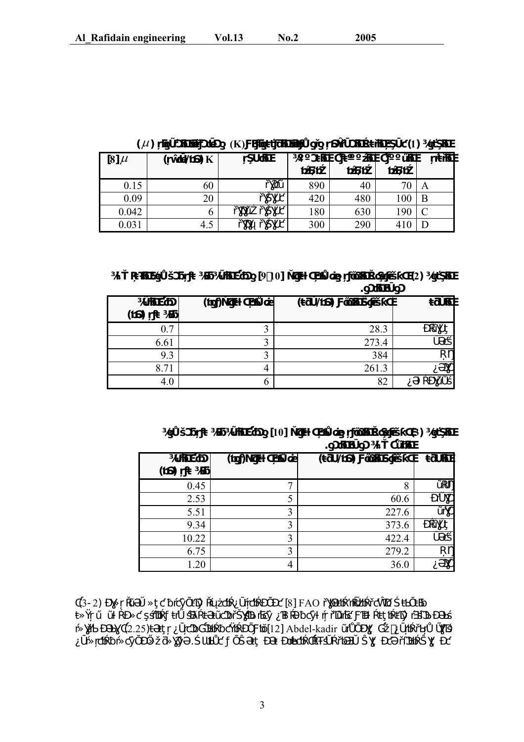**(1) (K) ($\mu$)**

| [8] $\mu$ | K | | % | % | % | |
|---|---|---|---|---|---|---|
| 0.15 | 60 | | 890 | 40 | 70 | A |
| 0.09 | 20 | | 420 | 480 | 100 | B |
| 0.042 | 6 | | 180 | 630 | 190 | C |
| 0.031 | 4.5 | | 300 | 290 | 410 | D |

**(2) [9، 10]**

| | | | |
|---|---|---|---|
| 0.7 | 3 | 28.3 | |
| 6.61 | 3 | 273.4 | |
| 9.3 | 3 | 384 | |
| 8.71 | 4 | 261.3 | |
| 4.0 | 6 | 82 | |

**(3) [10]**

| | | | |
|---|---|---|---|
| 0.45 | 7 | 8 | |
| 2.53 | 5 | 60.6 | |
| 5.51 | 3 | 227.6 | |
| 9.34 | 3 | 373.6 | |
| 10.22 | 3 | 422.4 | |
| 6.75 | 3 | 279.2 | |
| 1.20 | 4 | 36.0 | |

(3-2) ... [8] FAO ... (2.25) ... [12] Abdel-kadir ...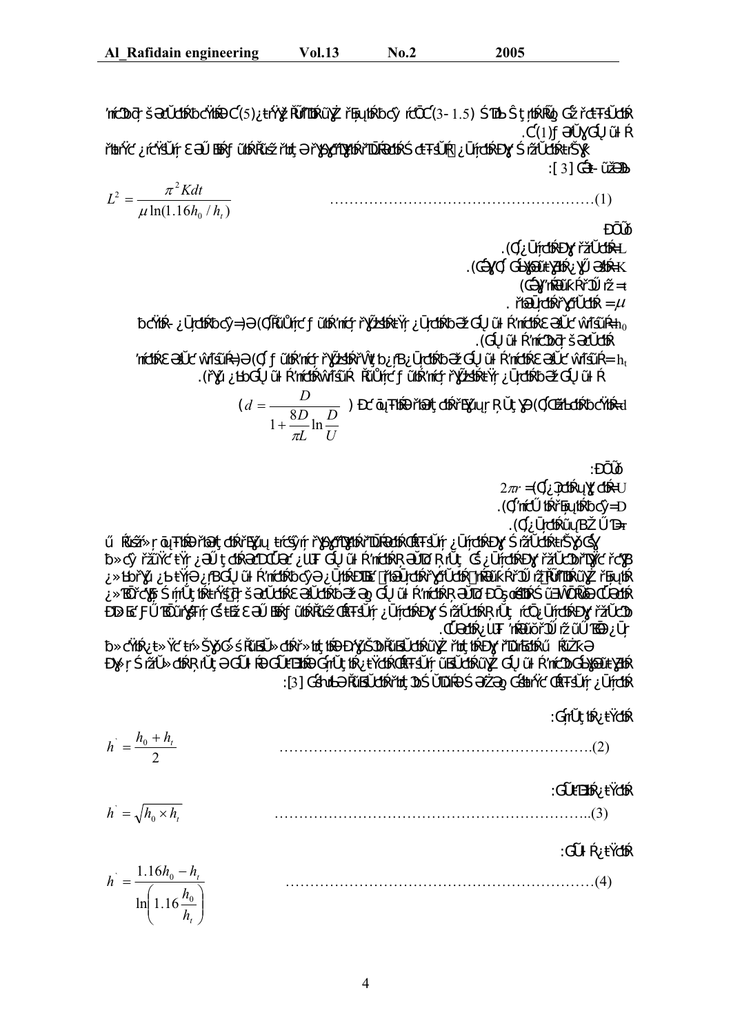$(5)$ ... $(3-1.5)$ ...

$(1)$ ...

[3]:

$$L^2 = \frac{\pi^2 K d t}{\mu \ln(1.16 h_0 / h_t)} \qquad \ldots\ldots(1)$$

$L$ =

$K$ =

$t$ =

$\mu$ =

$h_0$ =

$h_t$ =

$d$ = $\left( d = \dfrac{D}{1 + \dfrac{8D}{\pi L} \ln \dfrac{D}{U}} \right)$

$U$ = $2\pi r$

$D$ =

$r$ =

[3]:

$$h^{`} = \frac{h_0 + h_t}{2} \qquad \ldots\ldots(2)$$

$$h^{`} = \sqrt{h_0 \times h_t} \qquad \ldots\ldots(3)$$

$$h^{`} = \frac{1.16 h_0 - h_t}{\ln\left(1.16 \dfrac{h_0}{h_t}\right)} \qquad \ldots\ldots(4)$$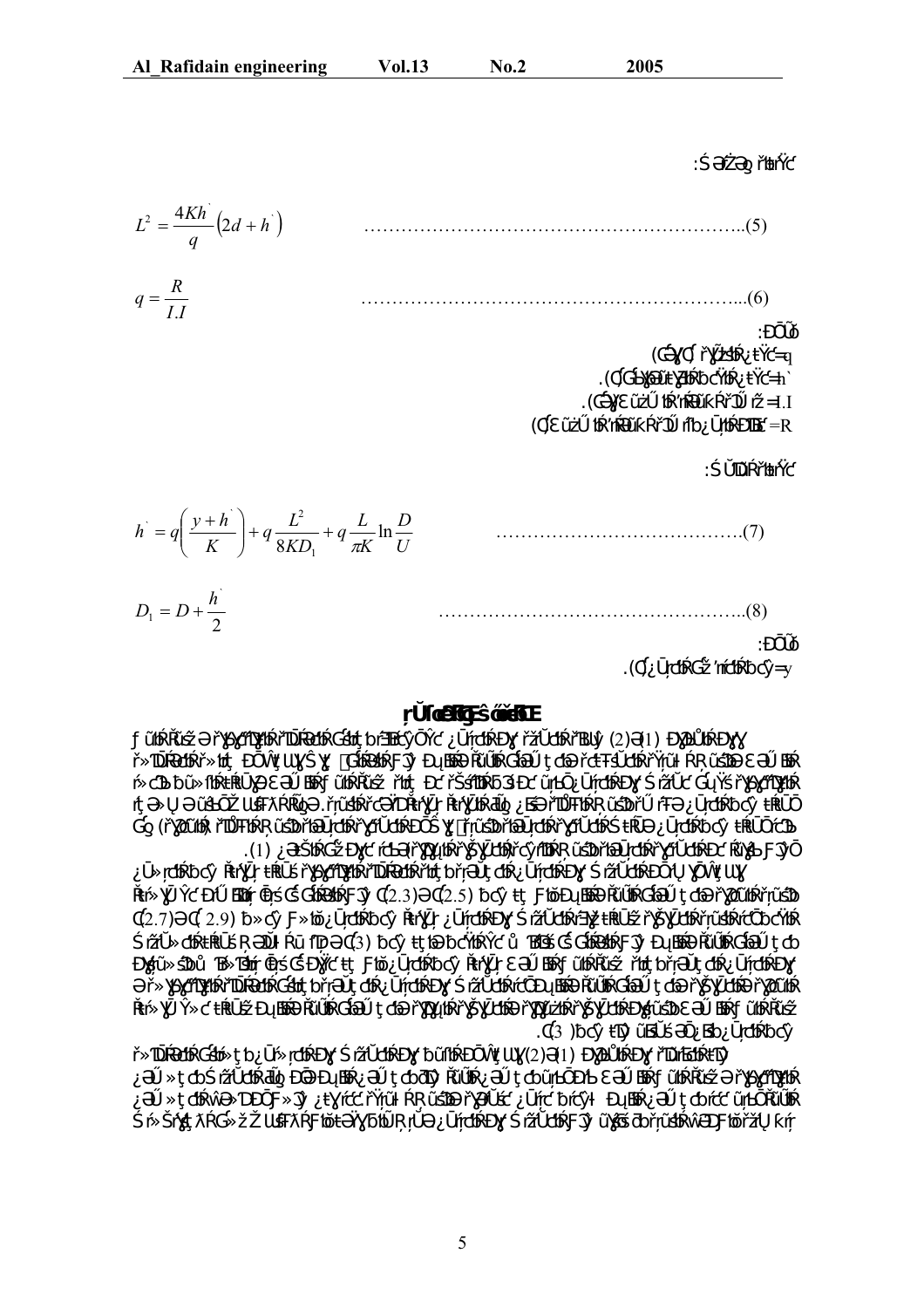$$L^2 = \frac{4Kh^{`}}{q}\left(2d + h^{`}\right) \quad \ldots\ldots\ldots\ldots\ldots\ldots\ldots\ldots\ldots\ldots\ldots\ldots\ldots\ldots\ldots(5)$$

$$q = \frac{R}{I.I} \quad \ldots\ldots\ldots\ldots\ldots\ldots\ldots\ldots\ldots\ldots\ldots\ldots\ldots\ldots\ldots(6)$$

$$h^{`} = q\left(\frac{y + h^{`}}{K}\right) + q\frac{L^2}{8KD_1} + q\frac{L}{\pi K}\ln\frac{D}{U} \quad \ldots\ldots\ldots\ldots\ldots\ldots\ldots\ldots\ldots(7)$$

$$D_1 = D + \frac{h^{`}}{2} \quad \ldots\ldots\ldots\ldots\ldots\ldots\ldots\ldots\ldots\ldots\ldots\ldots\ldots(8)$$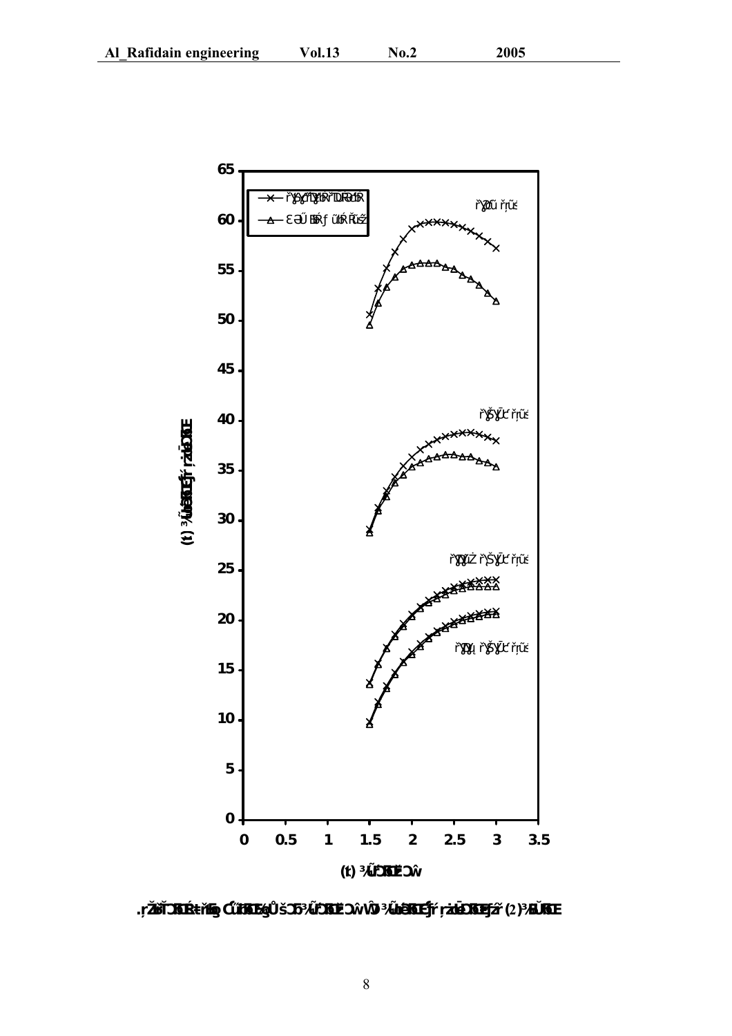.ŗŽĥĭĊŔĠĖŧňŁġĆűŔĠĘůšĊĠ³ŨčŔĠĚŵŶ³ůšĊĠŧŗŰĕŦĔŨčŔĠŧŗ (2) ³ĮŔĠĘ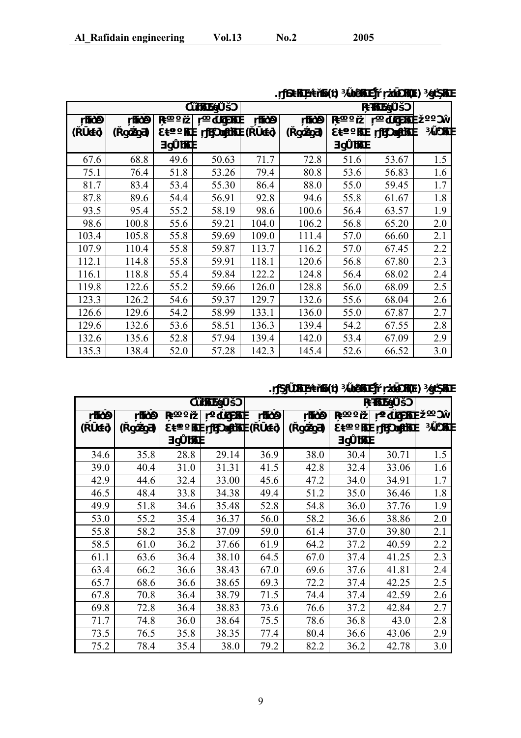.ŗƒǂƘǞŖǂŧ ǂǶ(ŧ) ƾǘǀǭǞǫǂǘŕ ŗǎǓǤǂǛ(ǂ) ƾǫŕŞƘǤ

| ĆǗƘǞǤǬǗšƆ | | | | ŖǂƘǂǤǬǗšƆ | | | | |
|---|---|---|---|---|---|---|---|---|
| ŗƘǂǗ (ǍǗǂǘ) | ŗƘǂǗ (Ǎǵǂǵǂ) | Ŗǂººǎ ƐǂººƘǂ ƎǤǗŮƘǂ | ŗººǤǗǂƘǂ ŗƒǂǗǂƘǂ | ŗƘǂǗ (ǍǗǂǘ) | ŗƘǂǗ (Ǎǵǂǵǂ) | Ŗǂººǎ ƐǂººƘǂ ƎǤǗŮƘǂ | ŗººǤǗǂƘǂ ŗƒǂǗǂƘǂ | ǎººƆǂ ƾƹƗǂ |
| 67.6 | 68.8 | 49.6 | 50.63 | 71.7 | 72.8 | 51.6 | 53.67 | 1.5 |
| 75.1 | 76.4 | 51.8 | 53.26 | 79.4 | 80.8 | 53.6 | 56.83 | 1.6 |
| 81.7 | 83.4 | 53.4 | 55.30 | 86.4 | 88.0 | 55.0 | 59.45 | 1.7 |
| 87.8 | 89.6 | 54.4 | 56.91 | 92.8 | 94.6 | 55.8 | 61.67 | 1.8 |
| 93.5 | 95.4 | 55.2 | 58.19 | 98.6 | 100.6 | 56.4 | 63.57 | 1.9 |
| 98.6 | 100.8 | 55.6 | 59.21 | 104.0 | 106.2 | 56.8 | 65.20 | 2.0 |
| 103.4 | 105.8 | 55.8 | 59.69 | 109.0 | 111.4 | 57.0 | 66.60 | 2.1 |
| 107.9 | 110.4 | 55.8 | 59.87 | 113.7 | 116.2 | 57.0 | 67.45 | 2.2 |
| 112.1 | 114.8 | 55.8 | 59.91 | 118.1 | 120.6 | 56.8 | 67.80 | 2.3 |
| 116.1 | 118.8 | 55.4 | 59.84 | 122.2 | 124.8 | 56.4 | 68.02 | 2.4 |
| 119.8 | 122.6 | 55.2 | 59.66 | 126.0 | 128.8 | 56.0 | 68.09 | 2.5 |
| 123.3 | 126.2 | 54.6 | 59.37 | 129.7 | 132.6 | 55.6 | 68.04 | 2.6 |
| 126.6 | 129.6 | 54.2 | 58.99 | 133.1 | 136.0 | 55.0 | 67.87 | 2.7 |
| 129.6 | 132.6 | 53.6 | 58.51 | 136.3 | 139.4 | 54.2 | 67.55 | 2.8 |
| 132.6 | 135.6 | 52.8 | 57.94 | 139.4 | 142.0 | 53.4 | 67.09 | 2.9 |
| 135.3 | 138.4 | 52.0 | 57.28 | 142.3 | 145.4 | 52.6 | 66.52 | 3.0 |

.ŗƒŞǗǂƘǞŖǂŧ ǂǶ(ŧ) ƾǘǀǭǞǫǂǘŕ ŗǎǓǤǂǛ(ǂ) ƾǫŕŞƘǤ

| ĆǗƘǞǤǬǗšƆ | | | | ŖǂƘǂǤǬǗšƆ | | | | |
|---|---|---|---|---|---|---|---|---|
| ŗƘǂǗ (ǍǗǂǘ) | ŗƘǂǗ (Ǎǵǂǵǂ) | Ŗǂººǎ ƐǂººƘǂ ƎǤǗŮƘǂ | ŗººǤǗǂƘǂ ŗƒǂǗǂƘǂ | ŗƘǂǗ (ǍǗǂǘ) | ŗƘǂǗ (Ǎǵǂǵǂ) | Ŗǂººǎ ƐǂººƘǂ ƎǤǗŮƘǂ | ŗººǤǗǂƘǂ ŗƒǂǗǂƘǂ | ǎººƆǂ ƾƹƗǂ |
| 34.6 | 35.8 | 28.8 | 29.14 | 36.9 | 38.0 | 30.4 | 30.71 | 1.5 |
| 39.0 | 40.4 | 31.0 | 31.31 | 41.5 | 42.8 | 32.4 | 33.06 | 1.6 |
| 42.9 | 44.6 | 32.4 | 33.00 | 45.6 | 47.2 | 34.0 | 34.91 | 1.7 |
| 46.5 | 48.4 | 33.8 | 34.38 | 49.4 | 51.2 | 35.0 | 36.46 | 1.8 |
| 49.9 | 51.8 | 34.6 | 35.48 | 52.8 | 54.8 | 36.0 | 37.76 | 1.9 |
| 53.0 | 55.2 | 35.4 | 36.37 | 56.0 | 58.2 | 36.6 | 38.86 | 2.0 |
| 55.8 | 58.2 | 35.8 | 37.09 | 59.0 | 61.4 | 37.0 | 39.80 | 2.1 |
| 58.5 | 61.0 | 36.2 | 37.66 | 61.9 | 64.2 | 37.2 | 40.59 | 2.2 |
| 61.1 | 63.6 | 36.4 | 38.10 | 64.5 | 67.0 | 37.4 | 41.25 | 2.3 |
| 63.4 | 66.2 | 36.6 | 38.43 | 67.0 | 69.6 | 37.6 | 41.81 | 2.4 |
| 65.7 | 68.6 | 36.6 | 38.65 | 69.3 | 72.2 | 37.4 | 42.25 | 2.5 |
| 67.8 | 70.8 | 36.4 | 38.79 | 71.5 | 74.4 | 37.4 | 42.59 | 2.6 |
| 69.8 | 72.8 | 36.4 | 38.83 | 73.6 | 76.6 | 37.2 | 42.84 | 2.7 |
| 71.7 | 74.8 | 36.0 | 38.64 | 75.5 | 78.6 | 36.8 | 43.0 | 2.8 |
| 73.5 | 76.5 | 35.8 | 38.35 | 77.4 | 80.4 | 36.6 | 43.06 | 2.9 |
| 75.2 | 78.4 | 35.4 | 38.0 | 79.2 | 82.2 | 36.2 | 42.78 | 3.0 |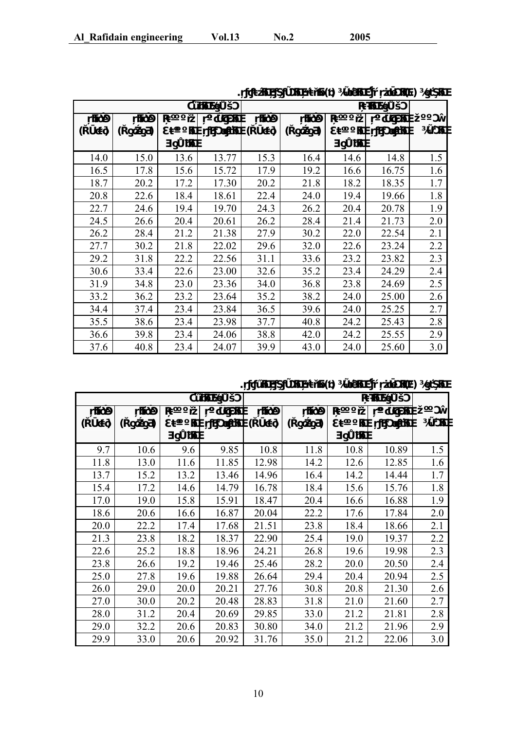.ṛƒɡȽɌɈƷƒÕɌƸȽǹȸƖ(ƭ) ¾ǜȽɌɈʃƒ ṛzƙǕɌ(Ɛ) ¾ɡǯɌɈ

| ƇǘɌɈǯÜšƆ | | | | ŖȽɌɈǯÜšƆ | | | | |
|---|---|---|---|---|---|---|---|---|
| ṛƒɡǕɗ (ŘÜɗ±ǫ) | ṛƒɡǕɗ (Ǝǥǥɡǯ) | Ŗ±ººőž Ƹ±ººŖɌɈ ƎǥÛɌɈ | ṛºɗǕɌɈ ṛƒɡƆɗɌɈ | ṛƒɡǕɗ (ŘÜɗ±ǫ) | ṛƒɡǕɗ (Ǝǥǥɡǯ) | Ŗ±ººőž Ƹ±ººŖɌɈ ƎǥÛɌɈ | ṛºɗǕɌɈ ṛƒɡƆɗɌɈ | žººƆŵ ¾ǘƆɌɈ |
| 14.0 | 15.0 | 13.6 | 13.77 | 15.3 | 16.4 | 14.6 | 14.8 | 1.5 |
| 16.5 | 17.8 | 15.6 | 15.72 | 17.9 | 19.2 | 16.6 | 16.75 | 1.6 |
| 18.7 | 20.2 | 17.2 | 17.30 | 20.2 | 21.8 | 18.2 | 18.35 | 1.7 |
| 20.8 | 22.6 | 18.4 | 18.61 | 22.4 | 24.0 | 19.4 | 19.66 | 1.8 |
| 22.7 | 24.6 | 19.4 | 19.70 | 24.3 | 26.2 | 20.4 | 20.78 | 1.9 |
| 24.5 | 26.6 | 20.4 | 20.61 | 26.2 | 28.4 | 21.4 | 21.73 | 2.0 |
| 26.2 | 28.4 | 21.2 | 21.38 | 27.9 | 30.2 | 22.0 | 22.54 | 2.1 |
| 27.7 | 30.2 | 21.8 | 22.02 | 29.6 | 32.0 | 22.6 | 23.24 | 2.2 |
| 29.2 | 31.8 | 22.2 | 22.56 | 31.1 | 33.6 | 23.2 | 23.82 | 2.3 |
| 30.6 | 33.4 | 22.6 | 23.00 | 32.6 | 35.2 | 23.4 | 24.29 | 2.4 |
| 31.9 | 34.8 | 23.0 | 23.36 | 34.0 | 36.8 | 23.8 | 24.69 | 2.5 |
| 33.2 | 36.2 | 23.2 | 23.64 | 35.2 | 38.2 | 24.0 | 25.00 | 2.6 |
| 34.4 | 37.4 | 23.4 | 23.84 | 36.5 | 39.6 | 24.0 | 25.25 | 2.7 |
| 35.5 | 38.6 | 23.4 | 23.98 | 37.7 | 40.8 | 24.2 | 25.43 | 2.8 |
| 36.6 | 39.8 | 23.4 | 24.06 | 38.8 | 42.0 | 24.2 | 25.55 | 2.9 |
| 37.6 | 40.8 | 23.4 | 24.07 | 39.9 | 43.0 | 24.0 | 25.60 | 3.0 |

.ṛƒɡǘɌɈƷƒÕɌƸȽǹȸƖ(ƭ) ¾ǜȽɌɈʃƒ ṛzƙǕɌ(Ɛ) ¾ɡǯɌɈ

| ƇǘɌɈǯÜšƆ | | | | ŖȽɌɈǯÜšƆ | | | | |
|---|---|---|---|---|---|---|---|---|
| ṛƒɡǕɗ (ŘÜɗ±ǫ) | ṛƒɡǕɗ (Ǝǥǥɡǯ) | Ŗ±ººőž Ƹ±ººŖɌɈ ƎǥÛɌɈ | ṛºɗǕɌɈ ṛƒɡƆɗɌɈ | ṛƒɡǕɗ (ŘÜɗ±ǫ) | ṛƒɡǕɗ (Ǝǥǥɡǯ) | Ŗ±ººőž Ƹ±ººŖɌɈ ƎǥÛɌɈ | ṛºɗǕɌɈ ṛƒɡƆɗɌɈ | žººƆŵ ¾ǘƆɌɈ |
| 9.7 | 10.6 | 9.6 | 9.85 | 10.8 | 11.8 | 10.8 | 10.89 | 1.5 |
| 11.8 | 13.0 | 11.6 | 11.85 | 12.98 | 14.2 | 12.6 | 12.85 | 1.6 |
| 13.7 | 15.2 | 13.2 | 13.46 | 14.96 | 16.4 | 14.2 | 14.44 | 1.7 |
| 15.4 | 17.2 | 14.6 | 14.79 | 16.78 | 18.4 | 15.6 | 15.76 | 1.8 |
| 17.0 | 19.0 | 15.8 | 15.91 | 18.47 | 20.4 | 16.6 | 16.88 | 1.9 |
| 18.6 | 20.6 | 16.6 | 16.87 | 20.04 | 22.2 | 17.6 | 17.84 | 2.0 |
| 20.0 | 22.2 | 17.4 | 17.68 | 21.51 | 23.8 | 18.4 | 18.66 | 2.1 |
| 21.3 | 23.8 | 18.2 | 18.37 | 22.90 | 25.4 | 19.0 | 19.37 | 2.2 |
| 22.6 | 25.2 | 18.8 | 18.96 | 24.21 | 26.8 | 19.6 | 19.98 | 2.3 |
| 23.8 | 26.6 | 19.2 | 19.46 | 25.46 | 28.2 | 20.0 | 20.50 | 2.4 |
| 25.0 | 27.8 | 19.6 | 19.88 | 26.64 | 29.4 | 20.4 | 20.94 | 2.5 |
| 26.0 | 29.0 | 20.0 | 20.21 | 27.76 | 30.8 | 20.8 | 21.30 | 2.6 |
| 27.0 | 30.0 | 20.2 | 20.48 | 28.83 | 31.8 | 21.0 | 21.60 | 2.7 |
| 28.0 | 31.2 | 20.4 | 20.69 | 29.85 | 33.0 | 21.2 | 21.81 | 2.8 |
| 29.0 | 32.2 | 20.6 | 20.83 | 30.80 | 34.0 | 21.2 | 21.96 | 2.9 |
| 29.9 | 33.0 | 20.6 | 20.92 | 31.76 | 35.0 | 21.2 | 22.06 | 3.0 |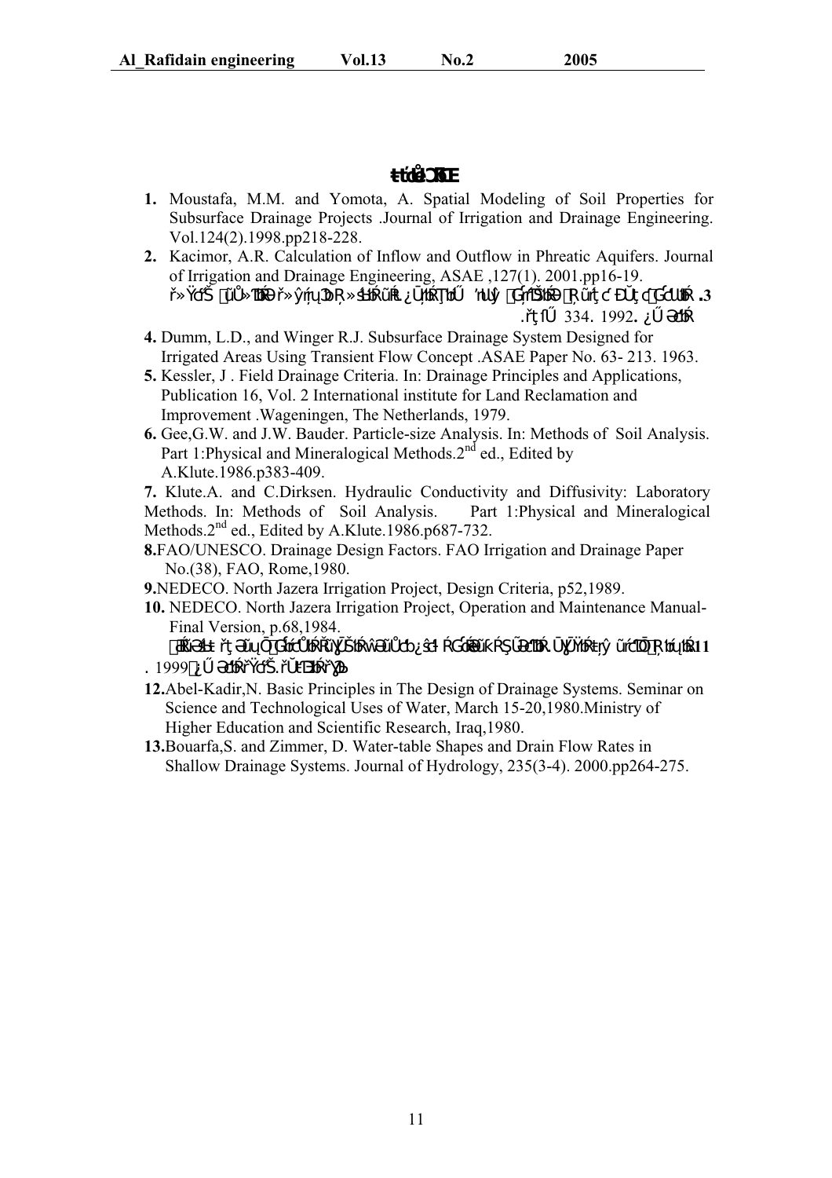**ŧťóťŐǾŌĘ**

1. Moustafa, M.M. and Yomota, A. Spatial Modeling of Soil Properties for Subsurface Drainage Projects .Journal of Irrigation and Drainage Engineering. Vol.124(2).1998.pp218-228.
2. Kacimor, A.R. Calculation of Inflow and Outflow in Phreatic Aquifers. Journal of Irrigation and Drainage Engineering, ASAE ,127(1). 2001.pp16-19.
3. ř»ŸťŠ ţŭŮ»ŢĐ ř»ŷŕųĴĐŖ»ŞŀŔŭŘ ¿ŪţŖŢŀŰ ŉŲŷ ţǴŕŤŠĐ ŖŭŗčĐŬţčţŢťŮŔ .ŗţſŰ 334. 1992. ¿ŰƏŀŔ
4. Dumm, L.D., and Winger R.J. Subsurface Drainage System Designed for Irrigated Areas Using Transient Flow Concept .ASAE Paper No. 63- 213. 1963.
5. Kessler, J . Field Drainage Criteria. In: Drainage Principles and Applications, Publication 16, Vol. 2 International institute for Land Reclamation and Improvement .Wageningen, The Netherlands, 1979.
6. Gee,G.W. and J.W. Bauder. Particle-size Analysis. In: Methods of Soil Analysis. Part 1:Physical and Mineralogical Methods.2nd ed., Edited by A.Klute.1986.p383-409.
7. Klute.A. and C.Dirksen. Hydraulic Conductivity and Diffusivity: Laboratory Methods. In: Methods of Soil Analysis. Part 1:Physical and Mineralogical Methods.2nd ed., Edited by A.Klute.1986.p687-732.
8. FAO/UNESCO. Drainage Design Factors. FAO Irrigation and Drainage Paper No.(38), FAO, Rome,1980.
9. NEDECO. North Jazera Irrigation Project, Design Criteria, p52,1989.
10. NEDECO. North Jazera Irrigation Project, Operation and Maintenance Manual-Final Version, p.68,1984.
11. ţŔƏŀ ŗţƏŭųŎţţŰŔŬŔŲŠŀŴƏŭŬŀ¿ŝŀ ŔǴŕŖŔŞŲŬŔŪŸŔŧŷ ŭŕŎŢŖŀŔ . 1999ţ¿ŰƏŀŔŸťŠ.ŗŬŀŔŸŶ
12. Abel-Kadir,N. Basic Principles in The Design of Drainage Systems. Seminar on Science and Technological Uses of Water, March 15-20,1980.Ministry of Higher Education and Scientific Research, Iraq,1980.
13. Bouarfa,S. and Zimmer, D. Water-table Shapes and Drain Flow Rates in Shallow Drainage Systems. Journal of Hydrology, 235(3-4). 2000.pp264-275.